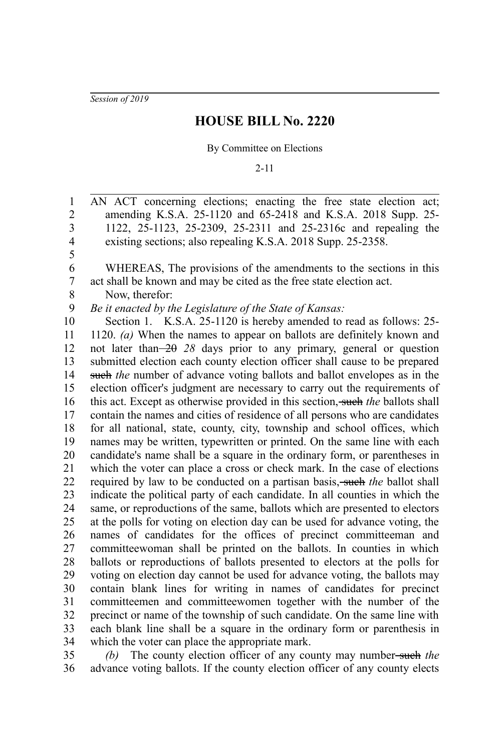*Session of 2019*

# HOUSE BILL No. 2220

By Committee on Elections

2-11

AN ACT concerning elections; enacting the free state election act; amending K.S.A. 25-1120 and 65-2418 and K.S.A. 2018 Supp. 25-1122, 25-1123, 25-2309, 25-2311 and 25-2316c and repealing the existing sections; also repealing K.S.A. 2018 Supp. 25-2358.

WHEREAS, The provisions of the amendments to the sections in this act shall be known and may be cited as the free state election act.

Now, therefor:

*Be it enacted by the Legislature of the State of Kansas:*

Section 1. K.S.A. 25-1120 is hereby amended to read as follows: 25-1120. *(a)* When the names to appear on ballots are definitely known and not later than ~~20~~ *28* days prior to any primary, general or question submitted election each county election officer shall cause to be prepared ~~such~~ *the* number of advance voting ballots and ballot envelopes as in the election officer's judgment are necessary to carry out the requirements of this act. Except as otherwise provided in this section, ~~such~~ *the* ballots shall contain the names and cities of residence of all persons who are candidates for all national, state, county, city, township and school offices, which names may be written, typewritten or printed. On the same line with each candidate's name shall be a square in the ordinary form, or parentheses in which the voter can place a cross or check mark. In the case of elections required by law to be conducted on a partisan basis, ~~such~~ *the* ballot shall indicate the political party of each candidate. In all counties in which the same, or reproductions of the same, ballots which are presented to electors at the polls for voting on election day can be used for advance voting, the names of candidates for the offices of precinct committeeman and committeewoman shall be printed on the ballots. In counties in which ballots or reproductions of ballots presented to electors at the polls for voting on election day cannot be used for advance voting, the ballots may contain blank lines for writing in names of candidates for precinct committeemen and committeewomen together with the number of the precinct or name of the township of such candidate. On the same line with each blank line shall be a square in the ordinary form or parenthesis in which the voter can place the appropriate mark.

*(b)* The county election officer of any county may number ~~such~~ *the* advance voting ballots. If the county election officer of any county elects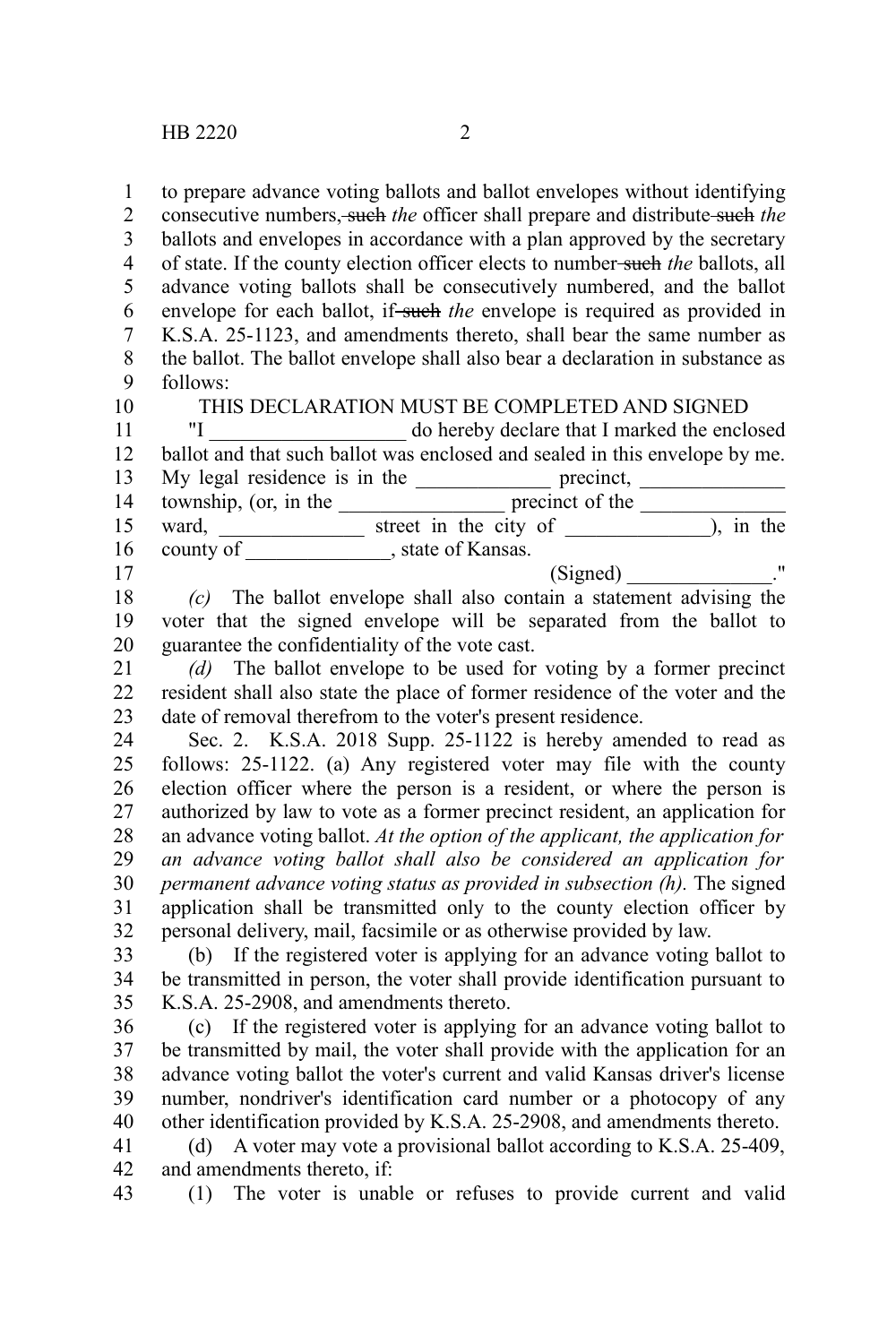to prepare advance voting ballots and ballot envelopes without identifying consecutive numbers, ~~such~~ *the* officer shall prepare and distribute ~~such~~ *the* ballots and envelopes in accordance with a plan approved by the secretary of state. If the county election officer elects to number ~~such~~ *the* ballots, all advance voting ballots shall be consecutively numbered, and the ballot envelope for each ballot, if ~~such~~ *the* envelope is required as provided in K.S.A. 25-1123, and amendments thereto, shall bear the same number as the ballot. The ballot envelope shall also bear a declaration in substance as follows:

THIS DECLARATION MUST BE COMPLETED AND SIGNED

"I ___________________ do hereby declare that I marked the enclosed ballot and that such ballot was enclosed and sealed in this envelope by me. My legal residence is in the _____________ precinct, ______________ township, (or, in the ________________ precinct of the ______________ ward, ______________ street in the city of ______________), in the county of ______________, state of Kansas.

(Signed) ______________."

*(c)* The ballot envelope shall also contain a statement advising the voter that the signed envelope will be separated from the ballot to guarantee the confidentiality of the vote cast.

*(d)* The ballot envelope to be used for voting by a former precinct resident shall also state the place of former residence of the voter and the date of removal therefrom to the voter's present residence.

Sec. 2. K.S.A. 2018 Supp. 25-1122 is hereby amended to read as follows: 25-1122. (a) Any registered voter may file with the county election officer where the person is a resident, or where the person is authorized by law to vote as a former precinct resident, an application for an advance voting ballot. *At the option of the applicant, the application for an advance voting ballot shall also be considered an application for permanent advance voting status as provided in subsection (h).* The signed application shall be transmitted only to the county election officer by personal delivery, mail, facsimile or as otherwise provided by law.

(b) If the registered voter is applying for an advance voting ballot to be transmitted in person, the voter shall provide identification pursuant to K.S.A. 25-2908, and amendments thereto.

(c) If the registered voter is applying for an advance voting ballot to be transmitted by mail, the voter shall provide with the application for an advance voting ballot the voter's current and valid Kansas driver's license number, nondriver's identification card number or a photocopy of any other identification provided by K.S.A. 25-2908, and amendments thereto.

(d) A voter may vote a provisional ballot according to K.S.A. 25-409, and amendments thereto, if:

(1) The voter is unable or refuses to provide current and valid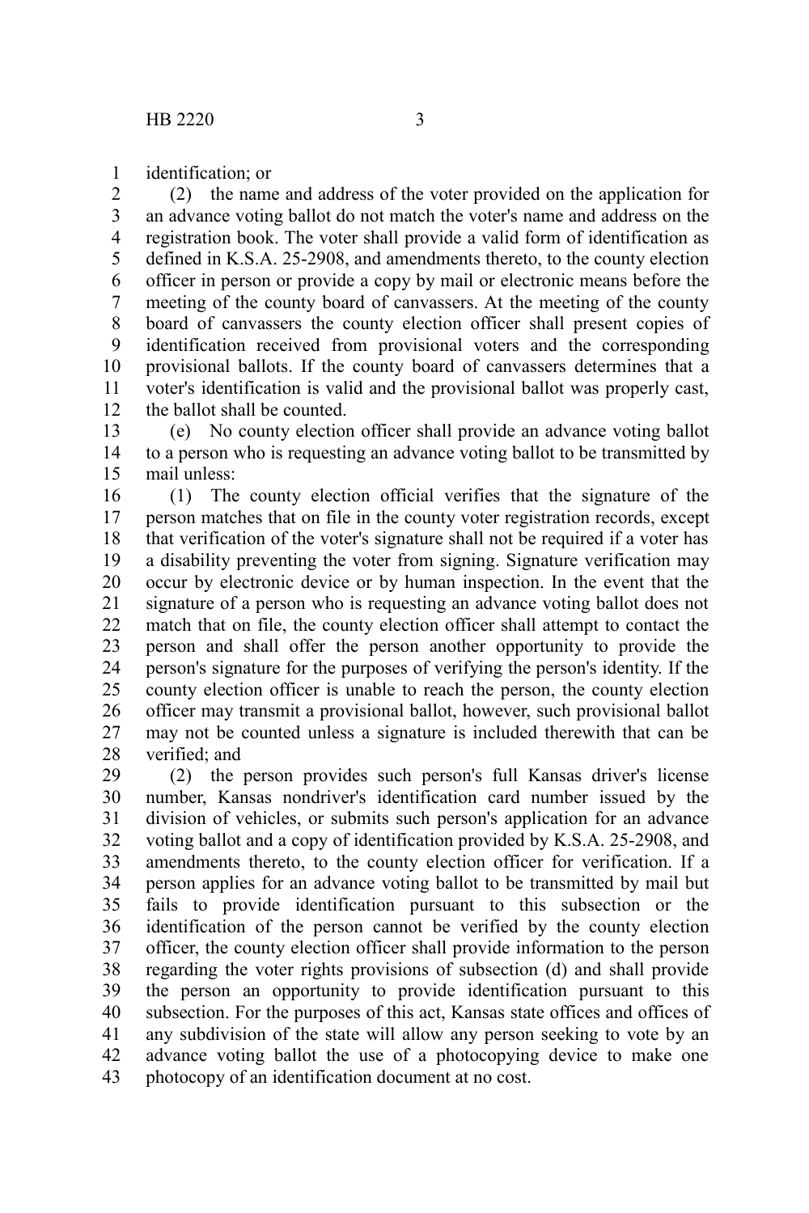identification; or

(2) the name and address of the voter provided on the application for an advance voting ballot do not match the voter's name and address on the registration book. The voter shall provide a valid form of identification as defined in K.S.A. 25-2908, and amendments thereto, to the county election officer in person or provide a copy by mail or electronic means before the meeting of the county board of canvassers. At the meeting of the county board of canvassers the county election officer shall present copies of identification received from provisional voters and the corresponding provisional ballots. If the county board of canvassers determines that a voter's identification is valid and the provisional ballot was properly cast, the ballot shall be counted.

(e) No county election officer shall provide an advance voting ballot to a person who is requesting an advance voting ballot to be transmitted by mail unless:

(1) The county election official verifies that the signature of the person matches that on file in the county voter registration records, except that verification of the voter's signature shall not be required if a voter has a disability preventing the voter from signing. Signature verification may occur by electronic device or by human inspection. In the event that the signature of a person who is requesting an advance voting ballot does not match that on file, the county election officer shall attempt to contact the person and shall offer the person another opportunity to provide the person's signature for the purposes of verifying the person's identity. If the county election officer is unable to reach the person, the county election officer may transmit a provisional ballot, however, such provisional ballot may not be counted unless a signature is included therewith that can be verified; and

(2) the person provides such person's full Kansas driver's license number, Kansas nondriver's identification card number issued by the division of vehicles, or submits such person's application for an advance voting ballot and a copy of identification provided by K.S.A. 25-2908, and amendments thereto, to the county election officer for verification. If a person applies for an advance voting ballot to be transmitted by mail but fails to provide identification pursuant to this subsection or the identification of the person cannot be verified by the county election officer, the county election officer shall provide information to the person regarding the voter rights provisions of subsection (d) and shall provide the person an opportunity to provide identification pursuant to this subsection. For the purposes of this act, Kansas state offices and offices of any subdivision of the state will allow any person seeking to vote by an advance voting ballot the use of a photocopying device to make one photocopy of an identification document at no cost.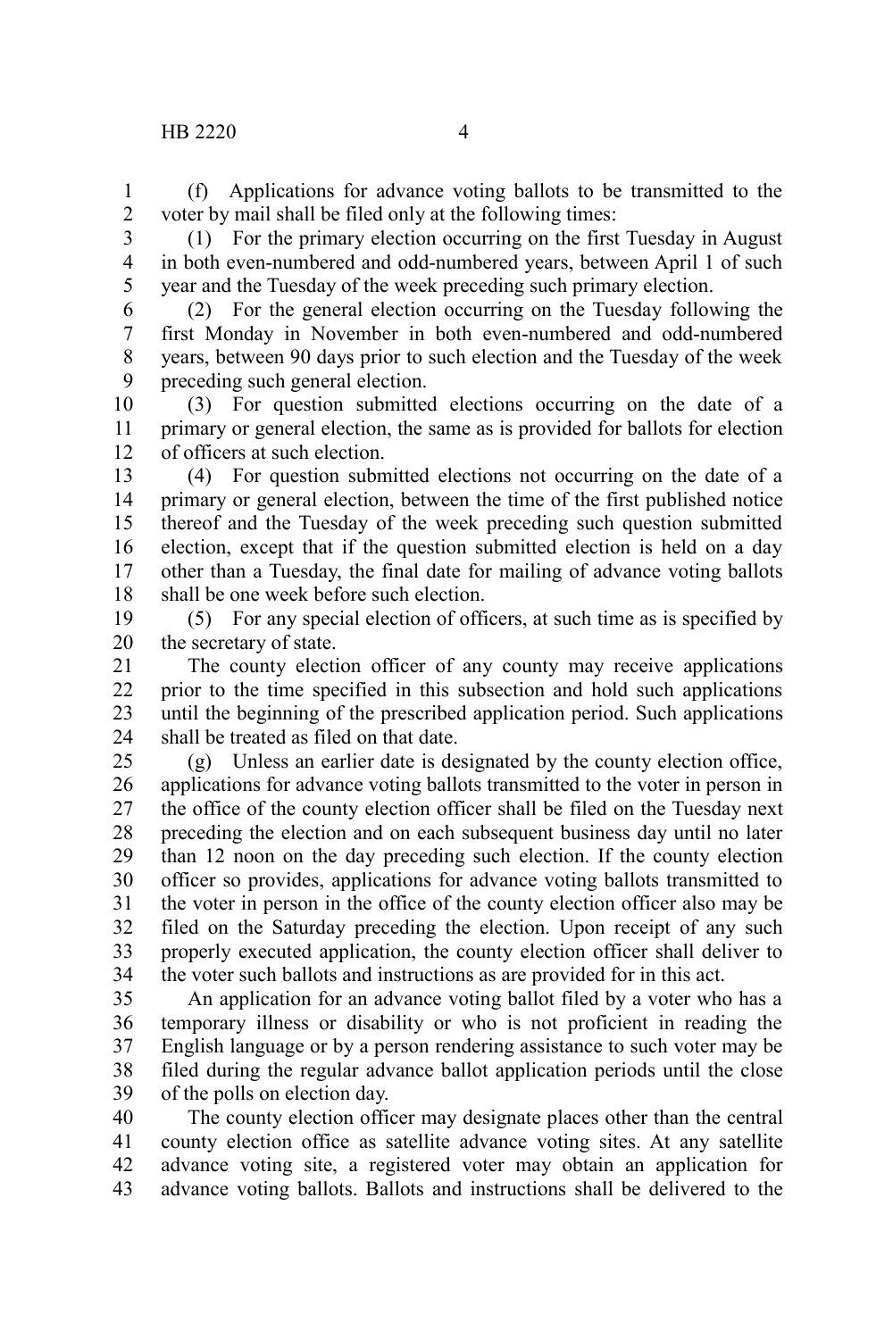(f) Applications for advance voting ballots to be transmitted to the voter by mail shall be filed only at the following times:

(1) For the primary election occurring on the first Tuesday in August in both even-numbered and odd-numbered years, between April 1 of such year and the Tuesday of the week preceding such primary election.

(2) For the general election occurring on the Tuesday following the first Monday in November in both even-numbered and odd-numbered years, between 90 days prior to such election and the Tuesday of the week preceding such general election.

(3) For question submitted elections occurring on the date of a primary or general election, the same as is provided for ballots for election of officers at such election.

(4) For question submitted elections not occurring on the date of a primary or general election, between the time of the first published notice thereof and the Tuesday of the week preceding such question submitted election, except that if the question submitted election is held on a day other than a Tuesday, the final date for mailing of advance voting ballots shall be one week before such election.

(5) For any special election of officers, at such time as is specified by the secretary of state.

The county election officer of any county may receive applications prior to the time specified in this subsection and hold such applications until the beginning of the prescribed application period. Such applications shall be treated as filed on that date.

(g) Unless an earlier date is designated by the county election office, applications for advance voting ballots transmitted to the voter in person in the office of the county election officer shall be filed on the Tuesday next preceding the election and on each subsequent business day until no later than 12 noon on the day preceding such election. If the county election officer so provides, applications for advance voting ballots transmitted to the voter in person in the office of the county election officer also may be filed on the Saturday preceding the election. Upon receipt of any such properly executed application, the county election officer shall deliver to the voter such ballots and instructions as are provided for in this act.

An application for an advance voting ballot filed by a voter who has a temporary illness or disability or who is not proficient in reading the English language or by a person rendering assistance to such voter may be filed during the regular advance ballot application periods until the close of the polls on election day.

The county election officer may designate places other than the central county election office as satellite advance voting sites. At any satellite advance voting site, a registered voter may obtain an application for advance voting ballots. Ballots and instructions shall be delivered to the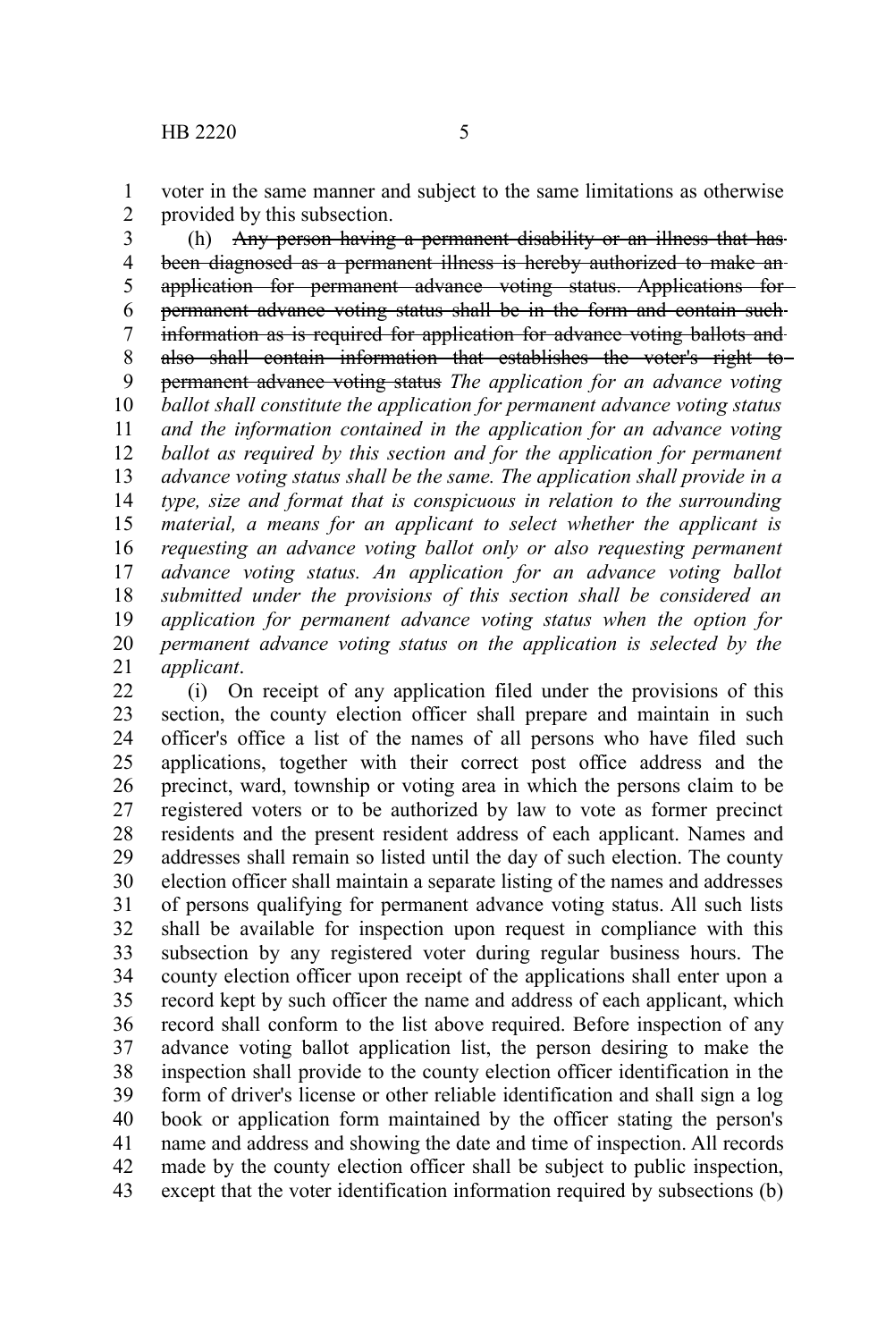voter in the same manner and subject to the same limitations as otherwise provided by this subsection.

(h) ~~Any person having a permanent disability or an illness that has been diagnosed as a permanent illness is hereby authorized to make an application for permanent advance voting status. Applications for permanent advance voting status shall be in the form and contain such information as is required for application for advance voting ballots and also shall contain information that establishes the voter's right to permanent advance voting status~~ *The application for an advance voting ballot shall constitute the application for permanent advance voting status and the information contained in the application for an advance voting ballot as required by this section and for the application for permanent advance voting status shall be the same. The application shall provide in a type, size and format that is conspicuous in relation to the surrounding material, a means for an applicant to select whether the applicant is requesting an advance voting ballot only or also requesting permanent advance voting status. An application for an advance voting ballot submitted under the provisions of this section shall be considered an application for permanent advance voting status when the option for permanent advance voting status on the application is selected by the applicant*.

(i) On receipt of any application filed under the provisions of this section, the county election officer shall prepare and maintain in such officer's office a list of the names of all persons who have filed such applications, together with their correct post office address and the precinct, ward, township or voting area in which the persons claim to be registered voters or to be authorized by law to vote as former precinct residents and the present resident address of each applicant. Names and addresses shall remain so listed until the day of such election. The county election officer shall maintain a separate listing of the names and addresses of persons qualifying for permanent advance voting status. All such lists shall be available for inspection upon request in compliance with this subsection by any registered voter during regular business hours. The county election officer upon receipt of the applications shall enter upon a record kept by such officer the name and address of each applicant, which record shall conform to the list above required. Before inspection of any advance voting ballot application list, the person desiring to make the inspection shall provide to the county election officer identification in the form of driver's license or other reliable identification and shall sign a log book or application form maintained by the officer stating the person's name and address and showing the date and time of inspection. All records made by the county election officer shall be subject to public inspection, except that the voter identification information required by subsections (b)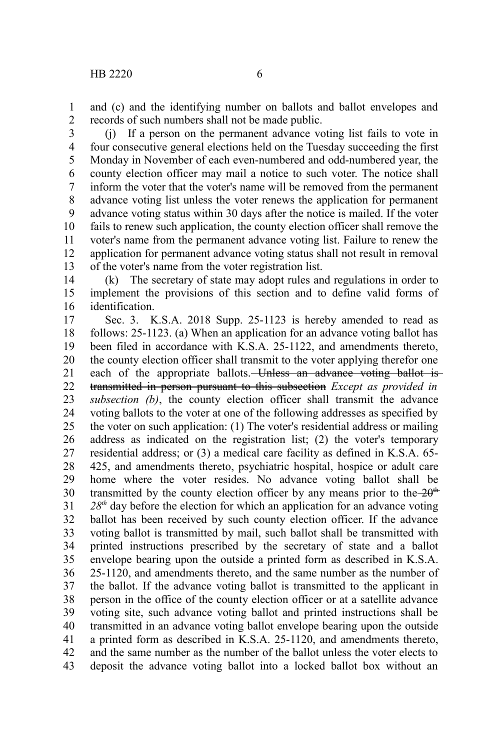and (c) and the identifying number on ballots and ballot envelopes and records of such numbers shall not be made public.

(j) If a person on the permanent advance voting list fails to vote in four consecutive general elections held on the Tuesday succeeding the first Monday in November of each even-numbered and odd-numbered year, the county election officer may mail a notice to such voter. The notice shall inform the voter that the voter's name will be removed from the permanent advance voting list unless the voter renews the application for permanent advance voting status within 30 days after the notice is mailed. If the voter fails to renew such application, the county election officer shall remove the voter's name from the permanent advance voting list. Failure to renew the application for permanent advance voting status shall not result in removal of the voter's name from the voter registration list.

(k) The secretary of state may adopt rules and regulations in order to implement the provisions of this section and to define valid forms of identification.

Sec. 3. K.S.A. 2018 Supp. 25-1123 is hereby amended to read as follows: 25-1123. (a) When an application for an advance voting ballot has been filed in accordance with K.S.A. 25-1122, and amendments thereto, the county election officer shall transmit to the voter applying therefor one each of the appropriate ballots. ~~Unless an advance voting ballot is transmitted in person pursuant to this subsection~~ *Except as provided in subsection (b)*, the county election officer shall transmit the advance voting ballots to the voter at one of the following addresses as specified by the voter on such application: (1) The voter's residential address or mailing address as indicated on the registration list; (2) the voter's temporary residential address; or (3) a medical care facility as defined in K.S.A. 65-425, and amendments thereto, psychiatric hospital, hospice or adult care home where the voter resides. No advance voting ballot shall be transmitted by the county election officer by any means prior to the ~~20th~~ *28th* day before the election for which an application for an advance voting ballot has been received by such county election officer. If the advance voting ballot is transmitted by mail, such ballot shall be transmitted with printed instructions prescribed by the secretary of state and a ballot envelope bearing upon the outside a printed form as described in K.S.A. 25-1120, and amendments thereto, and the same number as the number of the ballot. If the advance voting ballot is transmitted to the applicant in person in the office of the county election officer or at a satellite advance voting site, such advance voting ballot and printed instructions shall be transmitted in an advance voting ballot envelope bearing upon the outside a printed form as described in K.S.A. 25-1120, and amendments thereto, and the same number as the number of the ballot unless the voter elects to deposit the advance voting ballot into a locked ballot box without an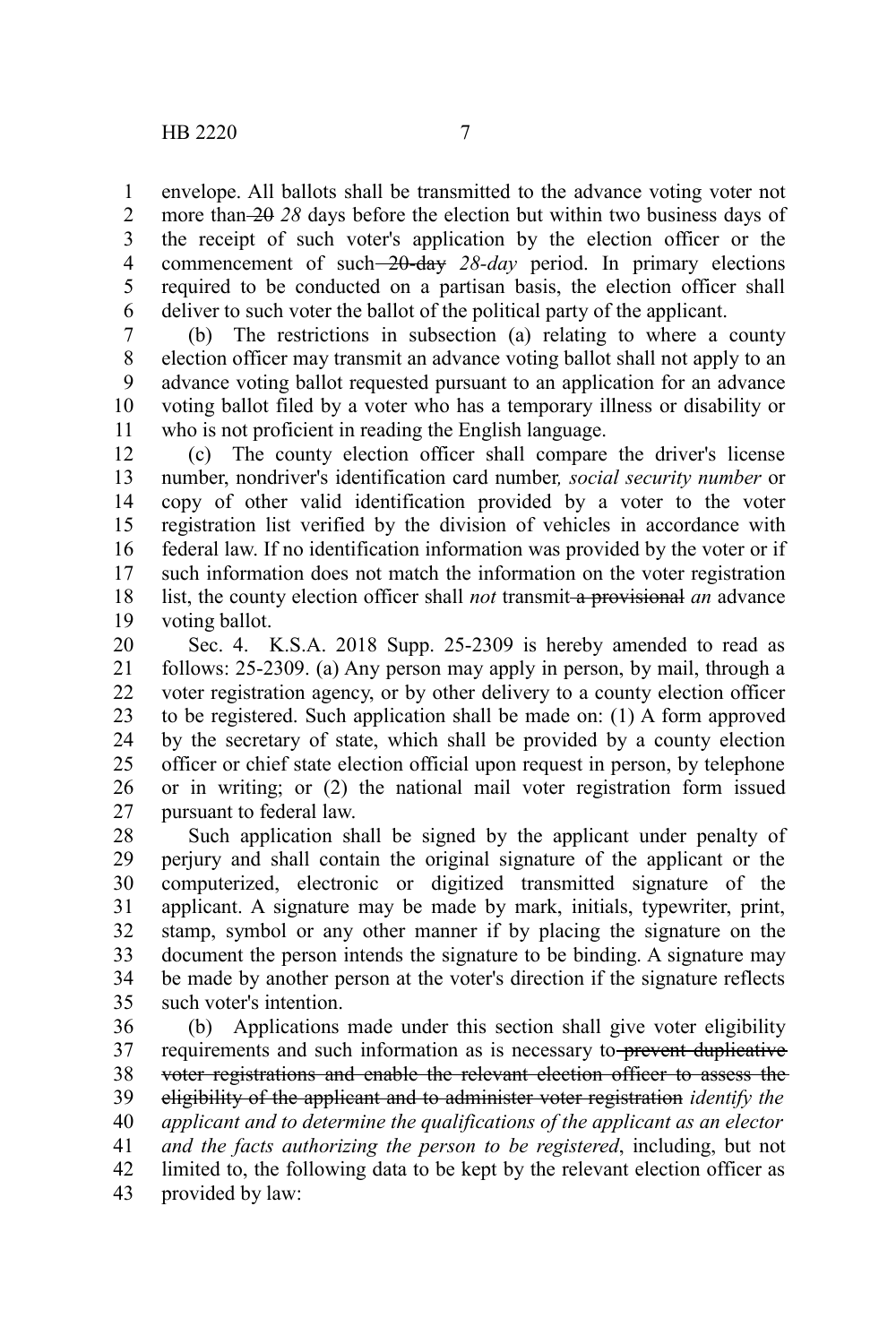envelope. All ballots shall be transmitted to the advance voting voter not more than ~~20~~ *28* days before the election but within two business days of the receipt of such voter's application by the election officer or the commencement of such ~~20-day~~ *28-day* period. In primary elections required to be conducted on a partisan basis, the election officer shall deliver to such voter the ballot of the political party of the applicant.

(b) The restrictions in subsection (a) relating to where a county election officer may transmit an advance voting ballot shall not apply to an advance voting ballot requested pursuant to an application for an advance voting ballot filed by a voter who has a temporary illness or disability or who is not proficient in reading the English language.

(c) The county election officer shall compare the driver's license number, nondriver's identification card number*, social security number* or copy of other valid identification provided by a voter to the voter registration list verified by the division of vehicles in accordance with federal law. If no identification information was provided by the voter or if such information does not match the information on the voter registration list, the county election officer shall *not* transmit ~~a provisional~~ *an* advance voting ballot.

Sec. 4. K.S.A. 2018 Supp. 25-2309 is hereby amended to read as follows: 25-2309. (a) Any person may apply in person, by mail, through a voter registration agency, or by other delivery to a county election officer to be registered. Such application shall be made on: (1) A form approved by the secretary of state, which shall be provided by a county election officer or chief state election official upon request in person, by telephone or in writing; or (2) the national mail voter registration form issued pursuant to federal law.

Such application shall be signed by the applicant under penalty of perjury and shall contain the original signature of the applicant or the computerized, electronic or digitized transmitted signature of the applicant. A signature may be made by mark, initials, typewriter, print, stamp, symbol or any other manner if by placing the signature on the document the person intends the signature to be binding. A signature may be made by another person at the voter's direction if the signature reflects such voter's intention.

(b) Applications made under this section shall give voter eligibility requirements and such information as is necessary to ~~prevent duplicative voter registrations and enable the relevant election officer to assess the eligibility of the applicant and to administer voter registration~~ *identify the applicant and to determine the qualifications of the applicant as an elector and the facts authorizing the person to be registered*, including, but not limited to, the following data to be kept by the relevant election officer as provided by law: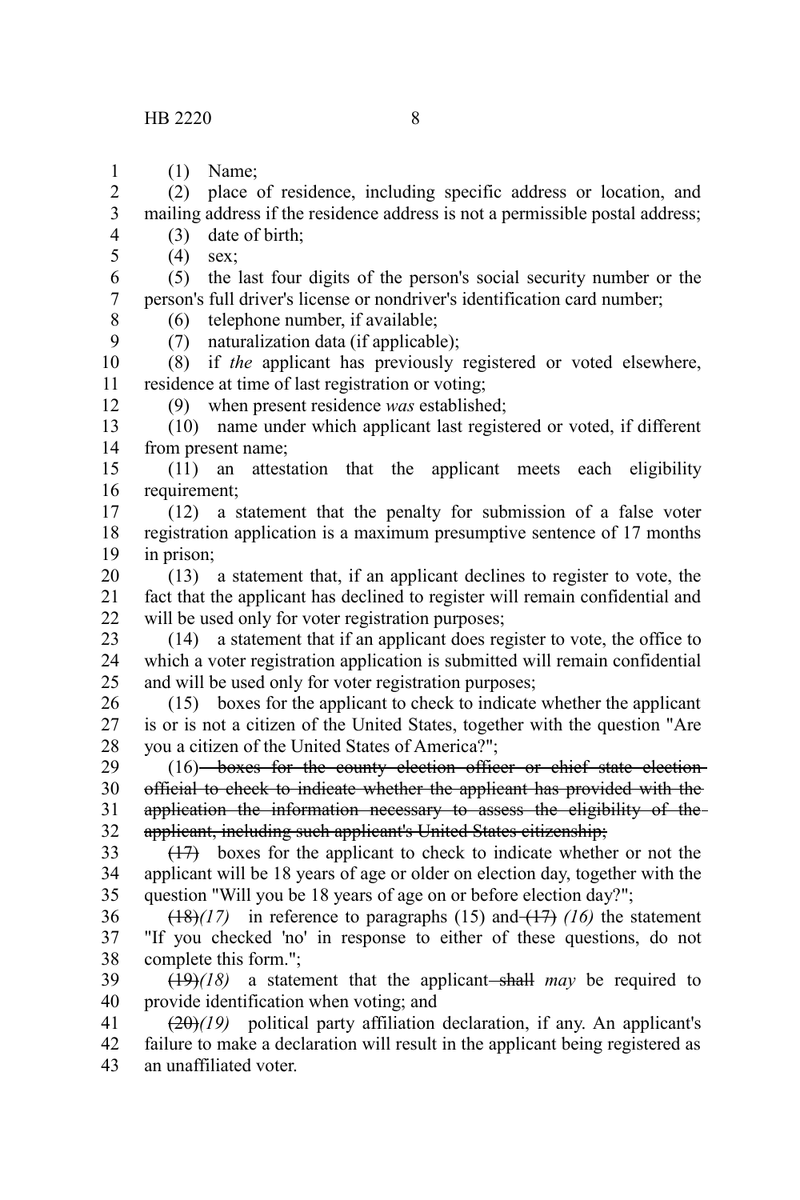(1) Name;

(2) place of residence, including specific address or location, and mailing address if the residence address is not a permissible postal address;

(3) date of birth;

(4) sex;

(5) the last four digits of the person's social security number or the person's full driver's license or nondriver's identification card number;

(6) telephone number, if available;

(7) naturalization data (if applicable);

(8) if *the* applicant has previously registered or voted elsewhere, residence at time of last registration or voting;

(9) when present residence *was* established;

(10) name under which applicant last registered or voted, if different from present name;

(11) an attestation that the applicant meets each eligibility requirement;

(12) a statement that the penalty for submission of a false voter registration application is a maximum presumptive sentence of 17 months in prison;

(13) a statement that, if an applicant declines to register to vote, the fact that the applicant has declined to register will remain confidential and will be used only for voter registration purposes;

(14) a statement that if an applicant does register to vote, the office to which a voter registration application is submitted will remain confidential and will be used only for voter registration purposes;

(15) boxes for the applicant to check to indicate whether the applicant is or is not a citizen of the United States, together with the question "Are you a citizen of the United States of America?";

(16) ~~boxes for the county election officer or chief state election official to check to indicate whether the applicant has provided with the application the information necessary to assess the eligibility of the applicant, including such applicant's United States citizenship;~~

~~(17)~~ boxes for the applicant to check to indicate whether or not the applicant will be 18 years of age or older on election day, together with the question "Will you be 18 years of age on or before election day?";

~~(18)~~*(17)* in reference to paragraphs (15) and ~~(17)~~ *(16)* the statement "If you checked 'no' in response to either of these questions, do not complete this form.";

~~(19)~~*(18)* a statement that the applicant ~~shall~~ *may* be required to provide identification when voting; and

~~(20)~~*(19)* political party affiliation declaration, if any. An applicant's failure to make a declaration will result in the applicant being registered as an unaffiliated voter.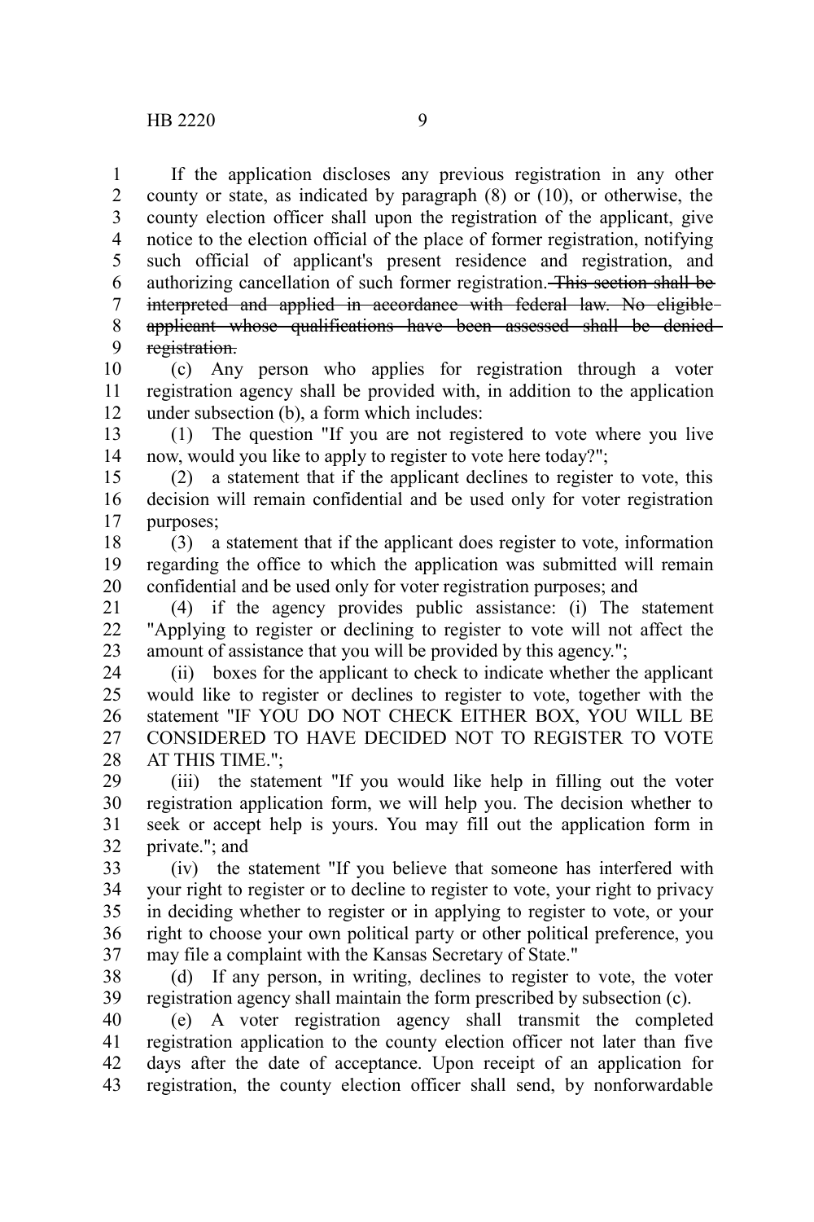If the application discloses any previous registration in any other county or state, as indicated by paragraph (8) or (10), or otherwise, the county election officer shall upon the registration of the applicant, give notice to the election official of the place of former registration, notifying such official of applicant's present residence and registration, and authorizing cancellation of such former registration. ~~This section shall be interpreted and applied in accordance with federal law. No eligible applicant whose qualifications have been assessed shall be denied registration.~~

(c) Any person who applies for registration through a voter registration agency shall be provided with, in addition to the application under subsection (b), a form which includes:

(1) The question "If you are not registered to vote where you live now, would you like to apply to register to vote here today?";

(2) a statement that if the applicant declines to register to vote, this decision will remain confidential and be used only for voter registration purposes;

(3) a statement that if the applicant does register to vote, information regarding the office to which the application was submitted will remain confidential and be used only for voter registration purposes; and

(4) if the agency provides public assistance: (i) The statement "Applying to register or declining to register to vote will not affect the amount of assistance that you will be provided by this agency.";

(ii) boxes for the applicant to check to indicate whether the applicant would like to register or declines to register to vote, together with the statement "IF YOU DO NOT CHECK EITHER BOX, YOU WILL BE CONSIDERED TO HAVE DECIDED NOT TO REGISTER TO VOTE AT THIS TIME.";

(iii) the statement "If you would like help in filling out the voter registration application form, we will help you. The decision whether to seek or accept help is yours. You may fill out the application form in private."; and

(iv) the statement "If you believe that someone has interfered with your right to register or to decline to register to vote, your right to privacy in deciding whether to register or in applying to register to vote, or your right to choose your own political party or other political preference, you may file a complaint with the Kansas Secretary of State."

(d) If any person, in writing, declines to register to vote, the voter registration agency shall maintain the form prescribed by subsection (c).

(e) A voter registration agency shall transmit the completed registration application to the county election officer not later than five days after the date of acceptance. Upon receipt of an application for registration, the county election officer shall send, by nonforwardable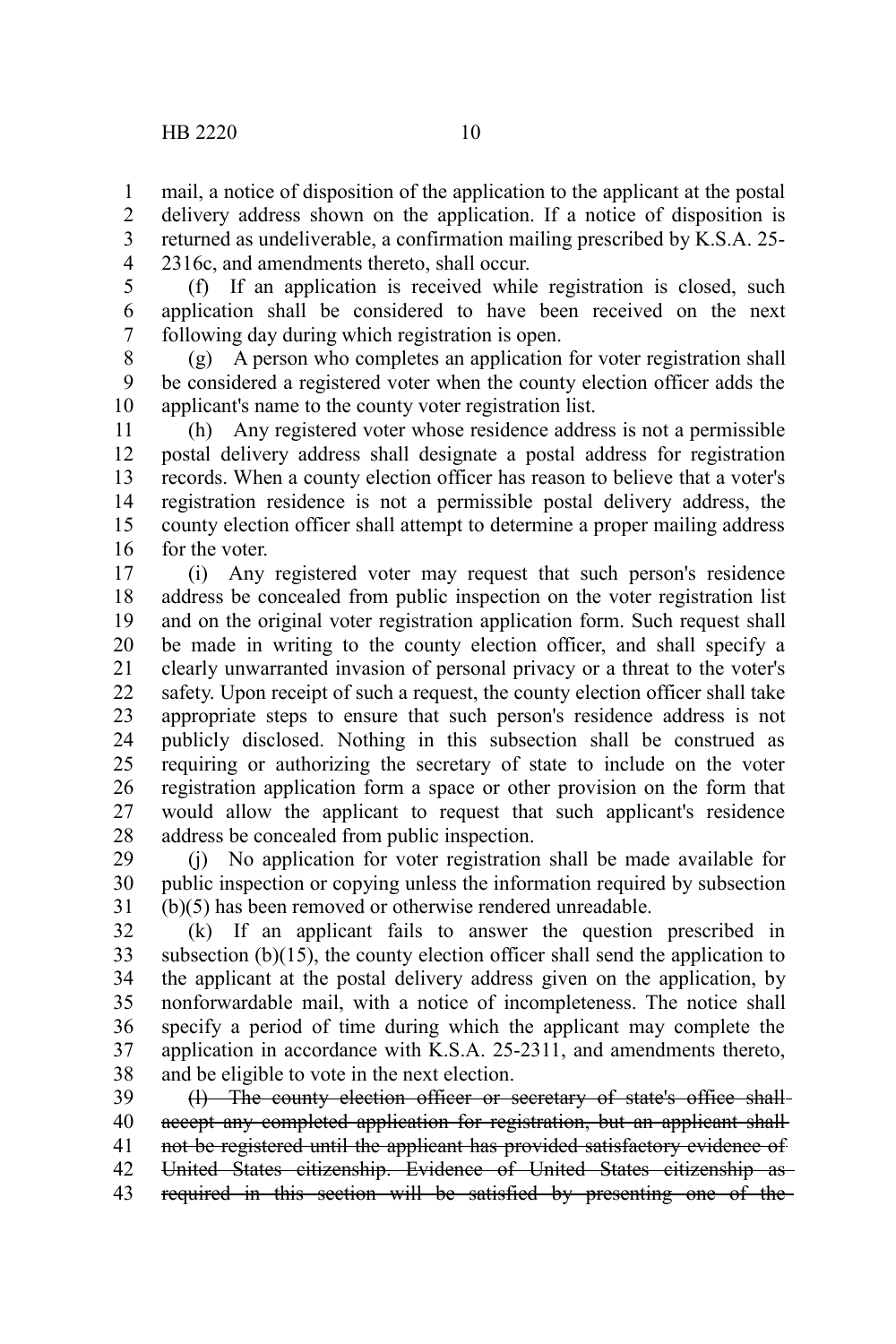mail, a notice of disposition of the application to the applicant at the postal delivery address shown on the application. If a notice of disposition is returned as undeliverable, a confirmation mailing prescribed by K.S.A. 25-2316c, and amendments thereto, shall occur.

(f) If an application is received while registration is closed, such application shall be considered to have been received on the next following day during which registration is open.

(g) A person who completes an application for voter registration shall be considered a registered voter when the county election officer adds the applicant's name to the county voter registration list.

(h) Any registered voter whose residence address is not a permissible postal delivery address shall designate a postal address for registration records. When a county election officer has reason to believe that a voter's registration residence is not a permissible postal delivery address, the county election officer shall attempt to determine a proper mailing address for the voter.

(i) Any registered voter may request that such person's residence address be concealed from public inspection on the voter registration list and on the original voter registration application form. Such request shall be made in writing to the county election officer, and shall specify a clearly unwarranted invasion of personal privacy or a threat to the voter's safety. Upon receipt of such a request, the county election officer shall take appropriate steps to ensure that such person's residence address is not publicly disclosed. Nothing in this subsection shall be construed as requiring or authorizing the secretary of state to include on the voter registration application form a space or other provision on the form that would allow the applicant to request that such applicant's residence address be concealed from public inspection.

(j) No application for voter registration shall be made available for public inspection or copying unless the information required by subsection (b)(5) has been removed or otherwise rendered unreadable.

(k) If an applicant fails to answer the question prescribed in subsection (b)(15), the county election officer shall send the application to the applicant at the postal delivery address given on the application, by nonforwardable mail, with a notice of incompleteness. The notice shall specify a period of time during which the applicant may complete the application in accordance with K.S.A. 25-2311, and amendments thereto, and be eligible to vote in the next election.

~~(l) The county election officer or secretary of state's office shall accept any completed application for registration, but an applicant shall not be registered until the applicant has provided satisfactory evidence of United States citizenship. Evidence of United States citizenship as required in this section will be satisfied by presenting one of the~~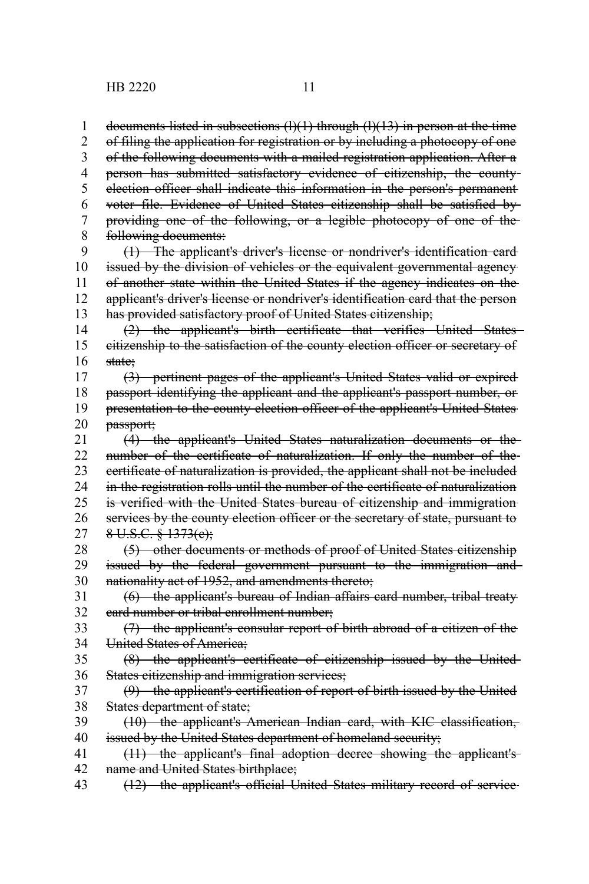~~documents listed in subsections (l)(1) through (l)(13) in person at the time of filing the application for registration or by including a photocopy of one of the following documents with a mailed registration application. After a person has submitted satisfactory evidence of citizenship, the county election officer shall indicate this information in the person's permanent voter file. Evidence of United States citizenship shall be satisfied by providing one of the following, or a legible photocopy of one of the following documents:~~

~~(1) The applicant's driver's license or nondriver's identification card issued by the division of vehicles or the equivalent governmental agency of another state within the United States if the agency indicates on the applicant's driver's license or nondriver's identification card that the person has provided satisfactory proof of United States citizenship;~~

~~(2) the applicant's birth certificate that verifies United States citizenship to the satisfaction of the county election officer or secretary of state;~~

~~(3) pertinent pages of the applicant's United States valid or expired passport identifying the applicant and the applicant's passport number, or presentation to the county election officer of the applicant's United States passport;~~

~~(4) the applicant's United States naturalization documents or the number of the certificate of naturalization. If only the number of the certificate of naturalization is provided, the applicant shall not be included in the registration rolls until the number of the certificate of naturalization is verified with the United States bureau of citizenship and immigration services by the county election officer or the secretary of state, pursuant to 8 U.S.C. § 1373(c);~~

~~(5) other documents or methods of proof of United States citizenship issued by the federal government pursuant to the immigration and nationality act of 1952, and amendments thereto;~~

~~(6) the applicant's bureau of Indian affairs card number, tribal treaty card number or tribal enrollment number;~~

~~(7) the applicant's consular report of birth abroad of a citizen of the United States of America;~~

~~(8) the applicant's certificate of citizenship issued by the United States citizenship and immigration services;~~

~~(9) the applicant's certification of report of birth issued by the United States department of state;~~

~~(10) the applicant's American Indian card, with KIC classification, issued by the United States department of homeland security;~~

~~(11) the applicant's final adoption decree showing the applicant's name and United States birthplace;~~

~~(12) the applicant's official United States military record of service~~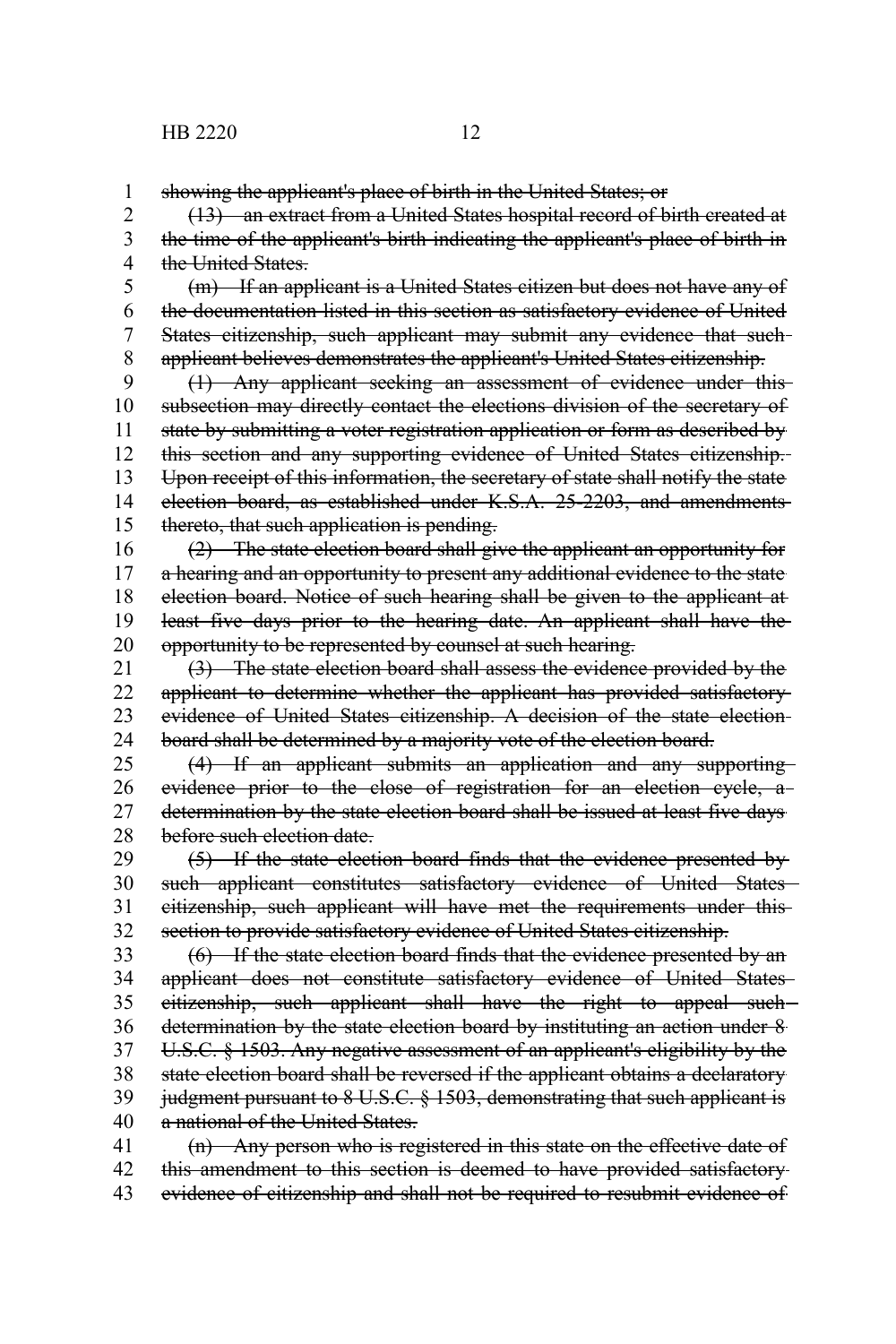showing the applicant's place of birth in the United States; or

(13) an extract from a United States hospital record of birth created at the time of the applicant's birth indicating the applicant's place of birth in the United States.

(m) If an applicant is a United States citizen but does not have any of the documentation listed in this section as satisfactory evidence of United States citizenship, such applicant may submit any evidence that such applicant believes demonstrates the applicant's United States citizenship.

(1) Any applicant seeking an assessment of evidence under this subsection may directly contact the elections division of the secretary of state by submitting a voter registration application or form as described by this section and any supporting evidence of United States citizenship. Upon receipt of this information, the secretary of state shall notify the state election board, as established under K.S.A. 25-2203, and amendments thereto, that such application is pending.

(2) The state election board shall give the applicant an opportunity for a hearing and an opportunity to present any additional evidence to the state election board. Notice of such hearing shall be given to the applicant at least five days prior to the hearing date. An applicant shall have the opportunity to be represented by counsel at such hearing.

(3) The state election board shall assess the evidence provided by the applicant to determine whether the applicant has provided satisfactory evidence of United States citizenship. A decision of the state election board shall be determined by a majority vote of the election board.

(4) If an applicant submits an application and any supporting evidence prior to the close of registration for an election cycle, a determination by the state election board shall be issued at least five days before such election date.

(5) If the state election board finds that the evidence presented by such applicant constitutes satisfactory evidence of United States citizenship, such applicant will have met the requirements under this section to provide satisfactory evidence of United States citizenship.

(6) If the state election board finds that the evidence presented by an applicant does not constitute satisfactory evidence of United States citizenship, such applicant shall have the right to appeal such determination by the state election board by instituting an action under 8 U.S.C. § 1503. Any negative assessment of an applicant's eligibility by the state election board shall be reversed if the applicant obtains a declaratory judgment pursuant to 8 U.S.C. § 1503, demonstrating that such applicant is a national of the United States.

(n) Any person who is registered in this state on the effective date of this amendment to this section is deemed to have provided satisfactory evidence of citizenship and shall not be required to resubmit evidence of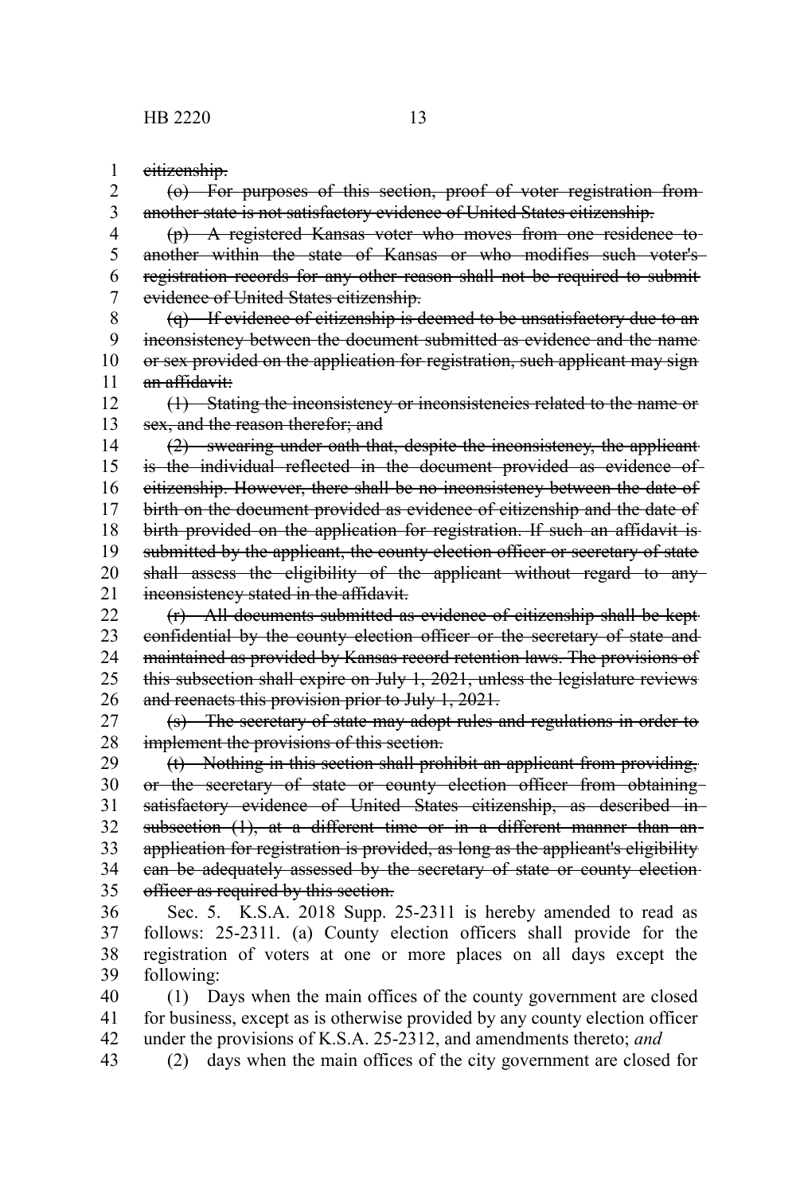~~citizenship.~~

~~(o) For purposes of this section, proof of voter registration from another state is not satisfactory evidence of United States citizenship.~~

~~(p) A registered Kansas voter who moves from one residence to another within the state of Kansas or who modifies such voter's registration records for any other reason shall not be required to submit evidence of United States citizenship.~~

~~(q) If evidence of citizenship is deemed to be unsatisfactory due to an inconsistency between the document submitted as evidence and the name or sex provided on the application for registration, such applicant may sign an affidavit:~~

~~(1) Stating the inconsistency or inconsistencies related to the name or sex, and the reason therefor; and~~

~~(2) swearing under oath that, despite the inconsistency, the applicant is the individual reflected in the document provided as evidence of citizenship. However, there shall be no inconsistency between the date of birth on the document provided as evidence of citizenship and the date of birth provided on the application for registration. If such an affidavit is submitted by the applicant, the county election officer or secretary of state shall assess the eligibility of the applicant without regard to any inconsistency stated in the affidavit.~~

~~(r) All documents submitted as evidence of citizenship shall be kept confidential by the county election officer or the secretary of state and maintained as provided by Kansas record retention laws. The provisions of this subsection shall expire on July 1, 2021, unless the legislature reviews and reenacts this provision prior to July 1, 2021.~~

~~(s) The secretary of state may adopt rules and regulations in order to implement the provisions of this section.~~

~~(t) Nothing in this section shall prohibit an applicant from providing, or the secretary of state or county election officer from obtaining satisfactory evidence of United States citizenship, as described in subsection (l), at a different time or in a different manner than an application for registration is provided, as long as the applicant's eligibility can be adequately assessed by the secretary of state or county election officer as required by this section.~~

Sec. 5. K.S.A. 2018 Supp. 25-2311 is hereby amended to read as follows: 25-2311. (a) County election officers shall provide for the registration of voters at one or more places on all days except the following:

(1) Days when the main offices of the county government are closed for business, except as is otherwise provided by any county election officer under the provisions of K.S.A. 25-2312, and amendments thereto; *and*

(2) days when the main offices of the city government are closed for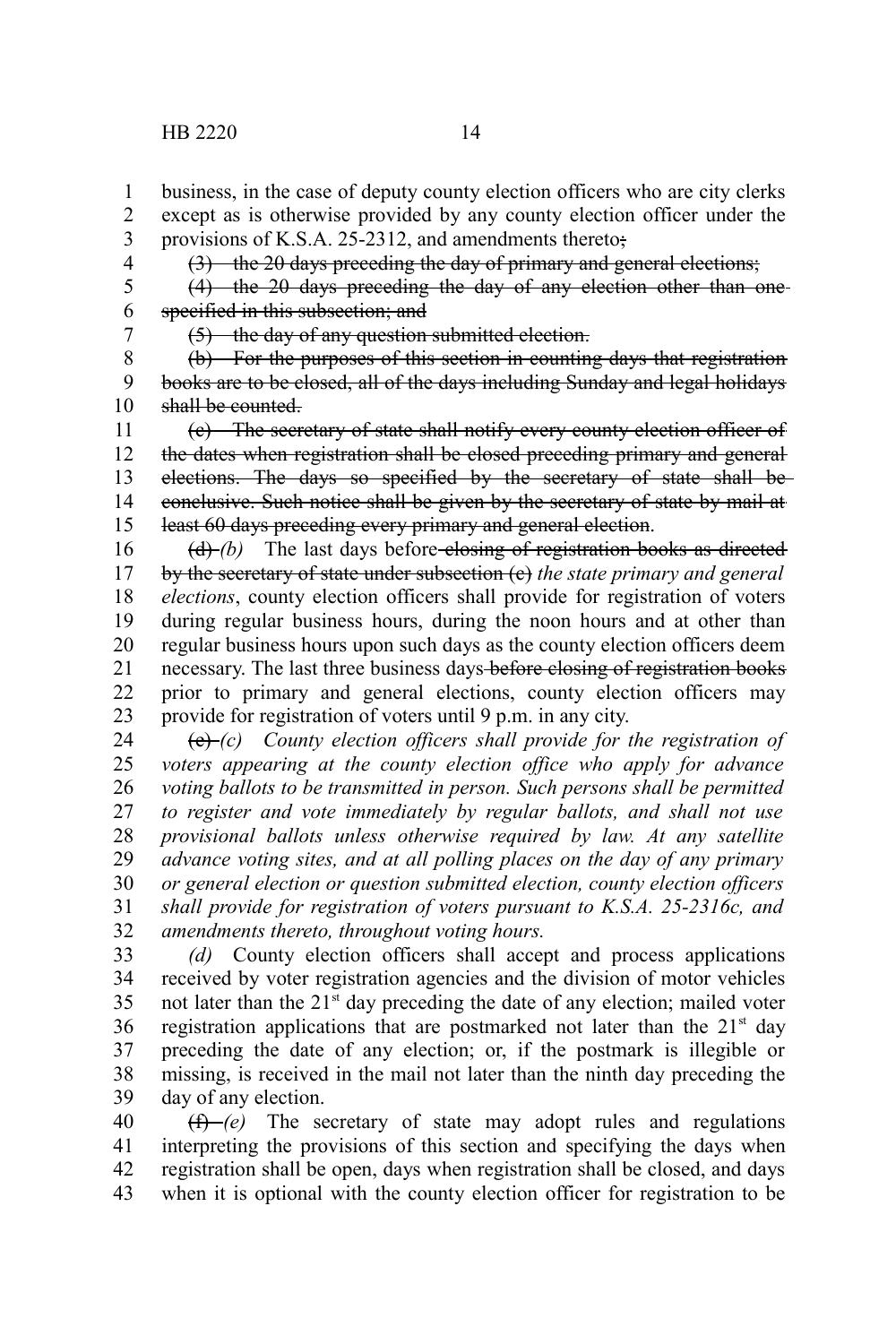business, in the case of deputy county election officers who are city clerks except as is otherwise provided by any county election officer under the provisions of K.S.A. 25-2312, and amendments thereto~~;~~

~~(3) the 20 days preceding the day of primary and general elections;~~

~~(4) the 20 days preceding the day of any election other than one specified in this subsection; and~~

~~(5) the day of any question submitted election.~~

~~(b) For the purposes of this section in counting days that registration books are to be closed, all of the days including Sunday and legal holidays shall be counted.~~

~~(c) The secretary of state shall notify every county election officer of the dates when registration shall be closed preceding primary and general elections. The days so specified by the secretary of state shall be conclusive. Such notice shall be given by the secretary of state by mail at least 60 days preceding every primary and general election~~.

~~(d)~~ *(b)* The last days before ~~closing of registration books as directed by the secretary of state under subsection (c)~~ *the state primary and general elections*, county election officers shall provide for registration of voters during regular business hours, during the noon hours and at other than regular business hours upon such days as the county election officers deem necessary. The last three business days ~~before closing of registration books~~ prior to primary and general elections, county election officers may provide for registration of voters until 9 p.m. in any city.

~~(e)~~ *(c) County election officers shall provide for the registration of voters appearing at the county election office who apply for advance voting ballots to be transmitted in person. Such persons shall be permitted to register and vote immediately by regular ballots, and shall not use provisional ballots unless otherwise required by law. At any satellite advance voting sites, and at all polling places on the day of any primary or general election or question submitted election, county election officers shall provide for registration of voters pursuant to K.S.A. 25-2316c, and amendments thereto, throughout voting hours.*

*(d)* County election officers shall accept and process applications received by voter registration agencies and the division of motor vehicles not later than the 21st day preceding the date of any election; mailed voter registration applications that are postmarked not later than the 21st day preceding the date of any election; or, if the postmark is illegible or missing, is received in the mail not later than the ninth day preceding the day of any election.

~~(f)~~ *(e)* The secretary of state may adopt rules and regulations interpreting the provisions of this section and specifying the days when registration shall be open, days when registration shall be closed, and days when it is optional with the county election officer for registration to be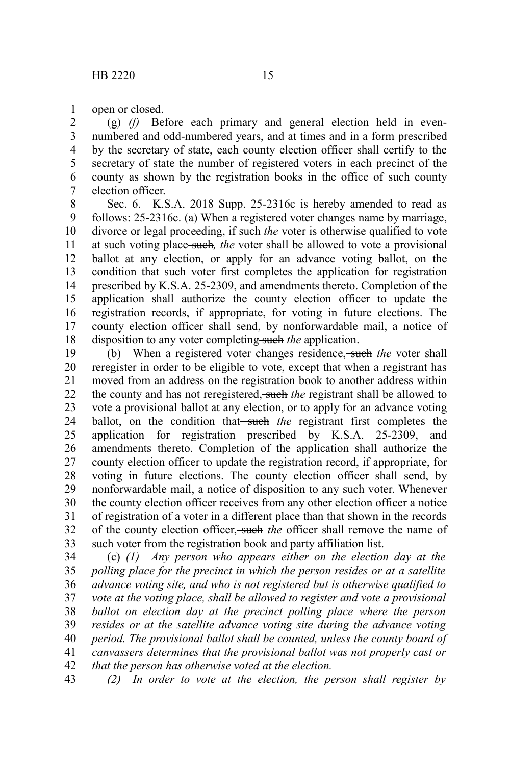open or closed.

~~(g)~~ *(f)* Before each primary and general election held in even-numbered and odd-numbered years, and at times and in a form prescribed by the secretary of state, each county election officer shall certify to the secretary of state the number of registered voters in each precinct of the county as shown by the registration books in the office of such county election officer.

Sec. 6. K.S.A. 2018 Supp. 25-2316c is hereby amended to read as follows: 25-2316c. (a) When a registered voter changes name by marriage, divorce or legal proceeding, if ~~such~~ *the* voter is otherwise qualified to vote at such voting place ~~such~~*, the* voter shall be allowed to vote a provisional ballot at any election, or apply for an advance voting ballot, on the condition that such voter first completes the application for registration prescribed by K.S.A. 25-2309, and amendments thereto. Completion of the application shall authorize the county election officer to update the registration records, if appropriate, for voting in future elections. The county election officer shall send, by nonforwardable mail, a notice of disposition to any voter completing ~~such~~ *the* application.

(b) When a registered voter changes residence, ~~such~~ *the* voter shall reregister in order to be eligible to vote, except that when a registrant has moved from an address on the registration book to another address within the county and has not reregistered, ~~such~~ *the* registrant shall be allowed to vote a provisional ballot at any election, or to apply for an advance voting ballot, on the condition that ~~such~~ *the* registrant first completes the application for registration prescribed by K.S.A. 25-2309, and amendments thereto. Completion of the application shall authorize the county election officer to update the registration record, if appropriate, for voting in future elections. The county election officer shall send, by nonforwardable mail, a notice of disposition to any such voter. Whenever the county election officer receives from any other election officer a notice of registration of a voter in a different place than that shown in the records of the county election officer, ~~such~~ *the* officer shall remove the name of such voter from the registration book and party affiliation list.

(c) *(1) Any person who appears either on the election day at the polling place for the precinct in which the person resides or at a satellite advance voting site, and who is not registered but is otherwise qualified to vote at the voting place, shall be allowed to register and vote a provisional ballot on election day at the precinct polling place where the person resides or at the satellite advance voting site during the advance voting period. The provisional ballot shall be counted, unless the county board of canvassers determines that the provisional ballot was not properly cast or that the person has otherwise voted at the election.*

*(2) In order to vote at the election, the person shall register by*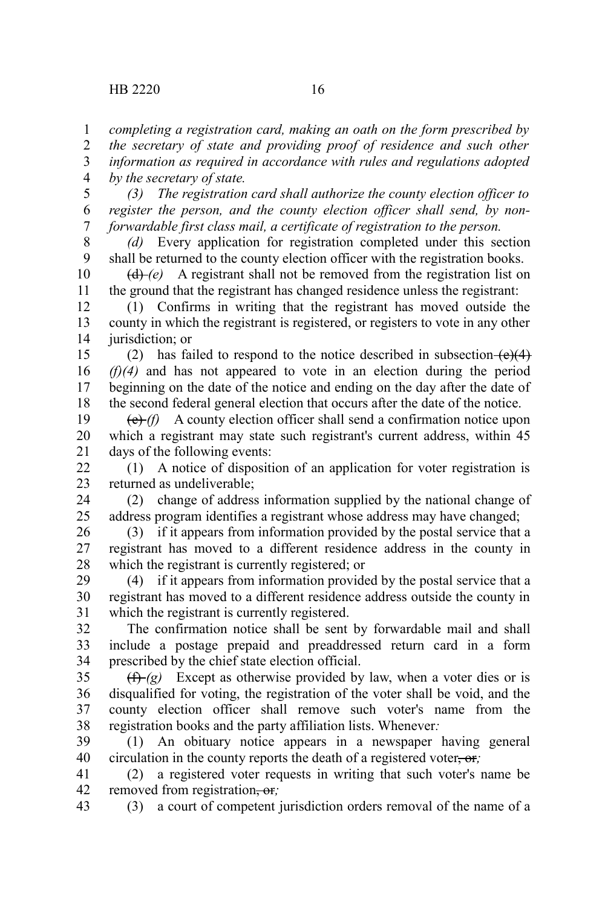*completing a registration card, making an oath on the form prescribed by the secretary of state and providing proof of residence and such other information as required in accordance with rules and regulations adopted by the secretary of state.*

*(3) The registration card shall authorize the county election officer to register the person, and the county election officer shall send, by non-forwardable first class mail, a certificate of registration to the person.*

*(d)* Every application for registration completed under this section shall be returned to the county election officer with the registration books.

~~(d)~~ *(e)* A registrant shall not be removed from the registration list on the ground that the registrant has changed residence unless the registrant:

(1) Confirms in writing that the registrant has moved outside the county in which the registrant is registered, or registers to vote in any other jurisdiction; or

(2) has failed to respond to the notice described in subsection ~~(e)(4)~~ *(f)(4)* and has not appeared to vote in an election during the period beginning on the date of the notice and ending on the day after the date of the second federal general election that occurs after the date of the notice.

~~(e)~~ *(f)* A county election officer shall send a confirmation notice upon which a registrant may state such registrant's current address, within 45 days of the following events:

(1) A notice of disposition of an application for voter registration is returned as undeliverable;

(2) change of address information supplied by the national change of address program identifies a registrant whose address may have changed;

(3) if it appears from information provided by the postal service that a registrant has moved to a different residence address in the county in which the registrant is currently registered; or

(4) if it appears from information provided by the postal service that a registrant has moved to a different residence address outside the county in which the registrant is currently registered.

The confirmation notice shall be sent by forwardable mail and shall include a postage prepaid and preaddressed return card in a form prescribed by the chief state election official.

~~(f)~~ *(g)* Except as otherwise provided by law, when a voter dies or is disqualified for voting, the registration of the voter shall be void, and the county election officer shall remove such voter's name from the registration books and the party affiliation lists. Whenever*:*

(1) An obituary notice appears in a newspaper having general circulation in the county reports the death of a registered voter~~, or~~*;*

(2) a registered voter requests in writing that such voter's name be removed from registration~~, or~~*;*

(3) a court of competent jurisdiction orders removal of the name of a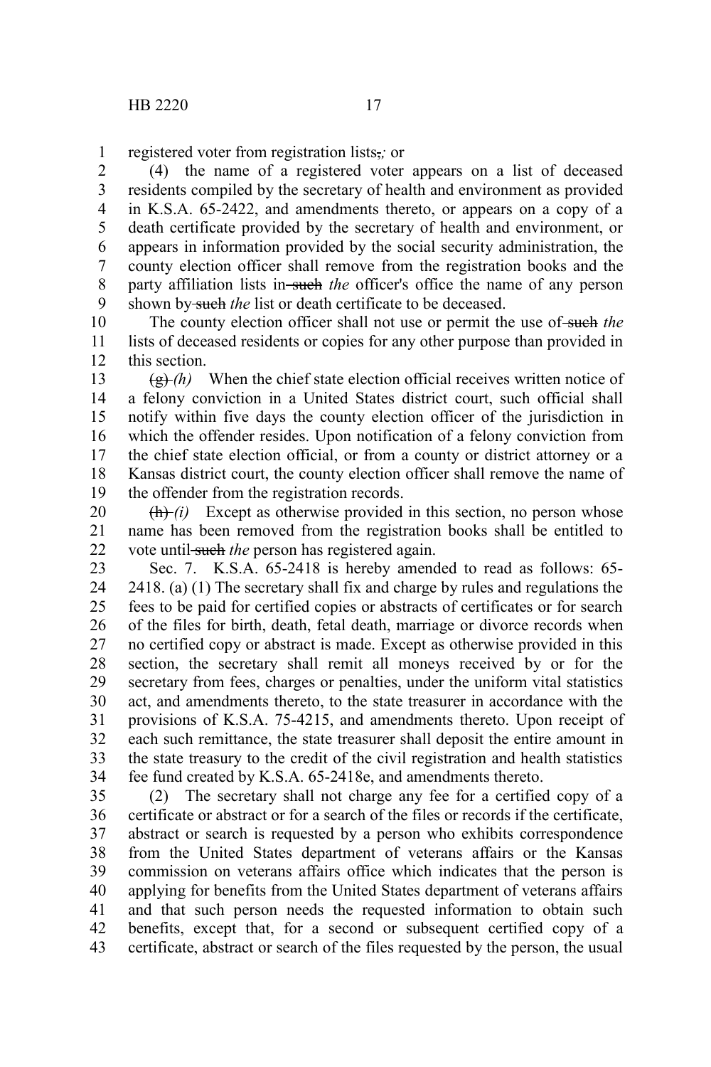registered voter from registration lists, *;* or

(4) the name of a registered voter appears on a list of deceased residents compiled by the secretary of health and environment as provided in K.S.A. 65-2422, and amendments thereto, or appears on a copy of a death certificate provided by the secretary of health and environment, or appears in information provided by the social security administration, the county election officer shall remove from the registration books and the party affiliation lists in ~~such~~ *the* officer's office the name of any person shown by ~~such~~ *the* list or death certificate to be deceased.

The county election officer shall not use or permit the use of ~~such~~ *the* lists of deceased residents or copies for any other purpose than provided in this section.

~~(g)~~ *(h)* When the chief state election official receives written notice of a felony conviction in a United States district court, such official shall notify within five days the county election officer of the jurisdiction in which the offender resides. Upon notification of a felony conviction from the chief state election official, or from a county or district attorney or a Kansas district court, the county election officer shall remove the name of the offender from the registration records.

~~(h)~~ *(i)* Except as otherwise provided in this section, no person whose name has been removed from the registration books shall be entitled to vote until ~~such~~ *the* person has registered again.

Sec. 7. K.S.A. 65-2418 is hereby amended to read as follows: 65-2418. (a) (1) The secretary shall fix and charge by rules and regulations the fees to be paid for certified copies or abstracts of certificates or for search of the files for birth, death, fetal death, marriage or divorce records when no certified copy or abstract is made. Except as otherwise provided in this section, the secretary shall remit all moneys received by or for the secretary from fees, charges or penalties, under the uniform vital statistics act, and amendments thereto, to the state treasurer in accordance with the provisions of K.S.A. 75-4215, and amendments thereto. Upon receipt of each such remittance, the state treasurer shall deposit the entire amount in the state treasury to the credit of the civil registration and health statistics fee fund created by K.S.A. 65-2418e, and amendments thereto.

(2) The secretary shall not charge any fee for a certified copy of a certificate or abstract or for a search of the files or records if the certificate, abstract or search is requested by a person who exhibits correspondence from the United States department of veterans affairs or the Kansas commission on veterans affairs office which indicates that the person is applying for benefits from the United States department of veterans affairs and that such person needs the requested information to obtain such benefits, except that, for a second or subsequent certified copy of a certificate, abstract or search of the files requested by the person, the usual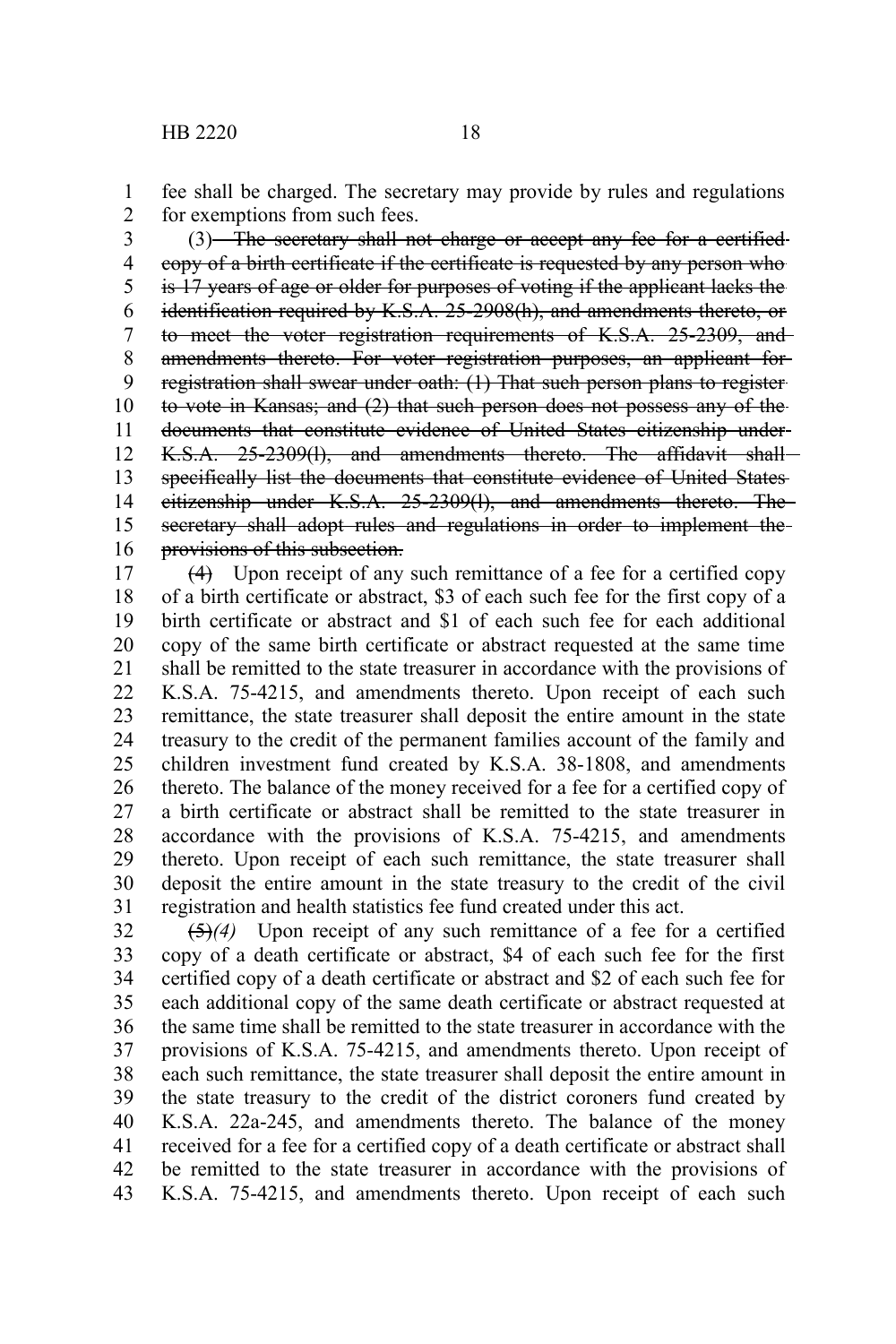fee shall be charged. The secretary may provide by rules and regulations for exemptions from such fees.

(3) ~~The secretary shall not charge or accept any fee for a certified copy of a birth certificate if the certificate is requested by any person who is 17 years of age or older for purposes of voting if the applicant lacks the identification required by K.S.A. 25-2908(h), and amendments thereto, or to meet the voter registration requirements of K.S.A. 25-2309, and amendments thereto. For voter registration purposes, an applicant for registration shall swear under oath: (1) That such person plans to register to vote in Kansas; and (2) that such person does not possess any of the documents that constitute evidence of United States citizenship under K.S.A. 25-2309(l), and amendments thereto. The affidavit shall specifically list the documents that constitute evidence of United States citizenship under K.S.A. 25-2309(l), and amendments thereto. The secretary shall adopt rules and regulations in order to implement the provisions of this subsection.~~

~~(4)~~ Upon receipt of any such remittance of a fee for a certified copy of a birth certificate or abstract, $3 of each such fee for the first copy of a birth certificate or abstract and $1 of each such fee for each additional copy of the same birth certificate or abstract requested at the same time shall be remitted to the state treasurer in accordance with the provisions of K.S.A. 75-4215, and amendments thereto. Upon receipt of each such remittance, the state treasurer shall deposit the entire amount in the state treasury to the credit of the permanent families account of the family and children investment fund created by K.S.A. 38-1808, and amendments thereto. The balance of the money received for a fee for a certified copy of a birth certificate or abstract shall be remitted to the state treasurer in accordance with the provisions of K.S.A. 75-4215, and amendments thereto. Upon receipt of each such remittance, the state treasurer shall deposit the entire amount in the state treasury to the credit of the civil registration and health statistics fee fund created under this act.

~~(5)~~*(4)* Upon receipt of any such remittance of a fee for a certified copy of a death certificate or abstract, $4 of each such fee for the first certified copy of a death certificate or abstract and $2 of each such fee for each additional copy of the same death certificate or abstract requested at the same time shall be remitted to the state treasurer in accordance with the provisions of K.S.A. 75-4215, and amendments thereto. Upon receipt of each such remittance, the state treasurer shall deposit the entire amount in the state treasury to the credit of the district coroners fund created by K.S.A. 22a-245, and amendments thereto. The balance of the money received for a fee for a certified copy of a death certificate or abstract shall be remitted to the state treasurer in accordance with the provisions of K.S.A. 75-4215, and amendments thereto. Upon receipt of each such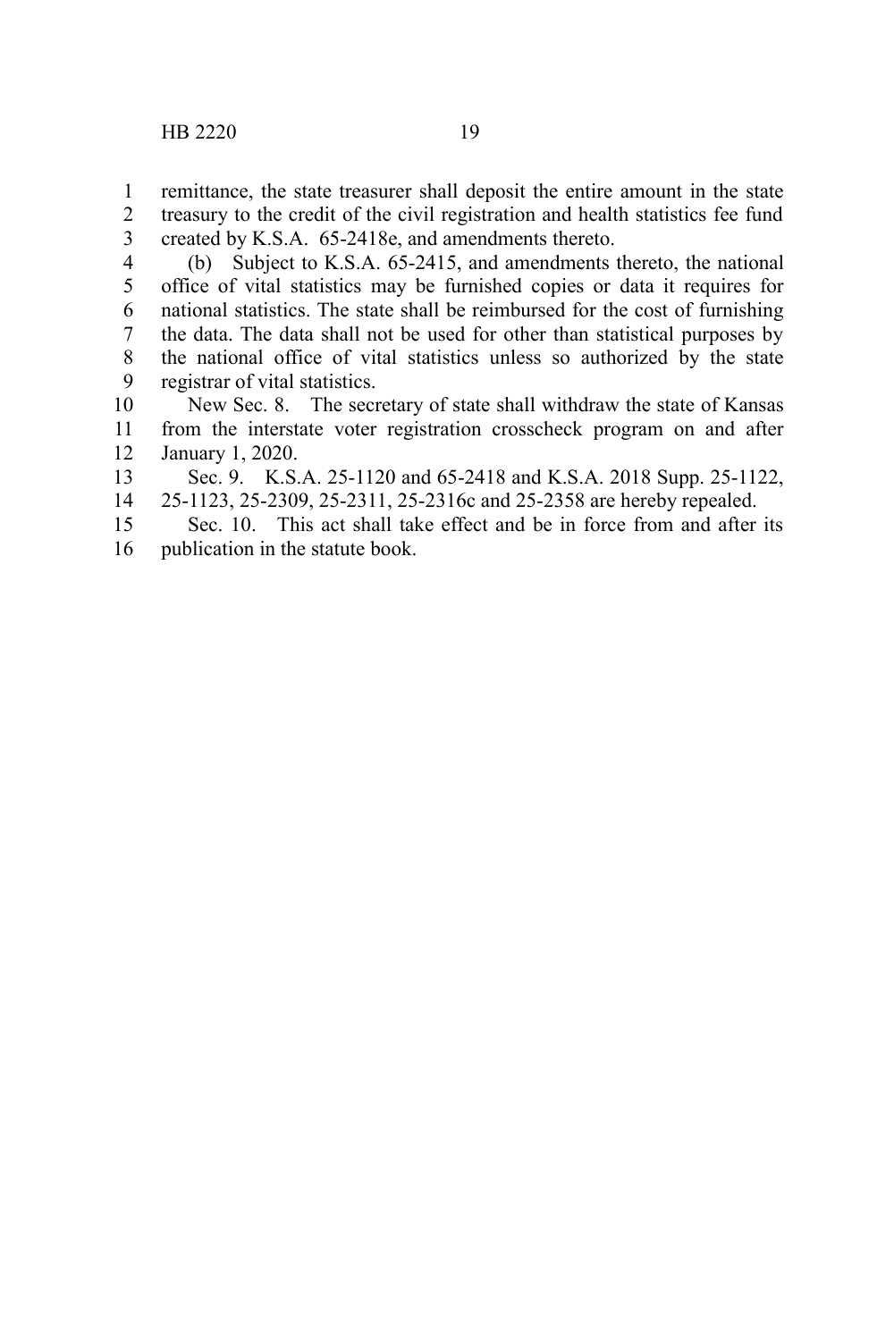remittance, the state treasurer shall deposit the entire amount in the state treasury to the credit of the civil registration and health statistics fee fund created by K.S.A. 65-2418e, and amendments thereto.

(b) Subject to K.S.A. 65-2415, and amendments thereto, the national office of vital statistics may be furnished copies or data it requires for national statistics. The state shall be reimbursed for the cost of furnishing the data. The data shall not be used for other than statistical purposes by the national office of vital statistics unless so authorized by the state registrar of vital statistics.

New Sec. 8. The secretary of state shall withdraw the state of Kansas from the interstate voter registration crosscheck program on and after January 1, 2020.

Sec. 9. K.S.A. 25-1120 and 65-2418 and K.S.A. 2018 Supp. 25-1122, 25-1123, 25-2309, 25-2311, 25-2316c and 25-2358 are hereby repealed.

Sec. 10. This act shall take effect and be in force from and after its publication in the statute book.